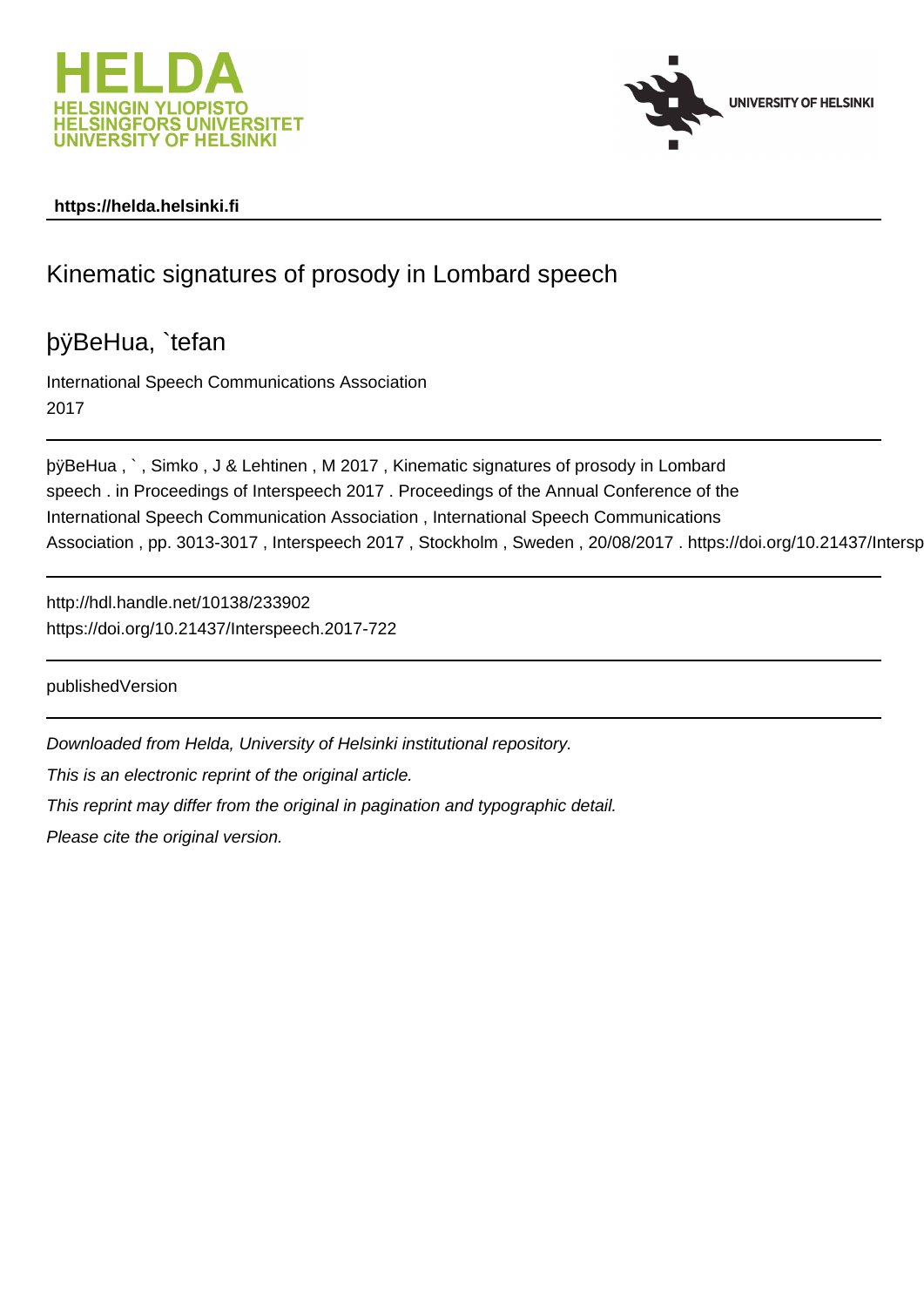**https://helda.helsinki.fi**

# Kinematic signatures of prosody in Lombard speech

## þÿBeHua, `tefan

International Speech Communications Association

2017

---

þÿBeHua , ` , Simko , J & Lehtinen , M 2017 , Kinematic signatures of prosody in Lombard speech . in Proceedings of Interspeech 2017 . Proceedings of the Annual Conference of the International Speech Communication Association , International Speech Communications Association , pp. 3013-3017 , Interspeech 2017 , Stockholm , Sweden , 20/08/2017 . https://doi.org/10.21437/Intersp

---

http://hdl.handle.net/10138/233902

https://doi.org/10.21437/Interspeech.2017-722

---

publishedVersion

---

*Downloaded from Helda, University of Helsinki institutional repository.*

*This is an electronic reprint of the original article.*

*This reprint may differ from the original in pagination and typographic detail.*

*Please cite the original version.*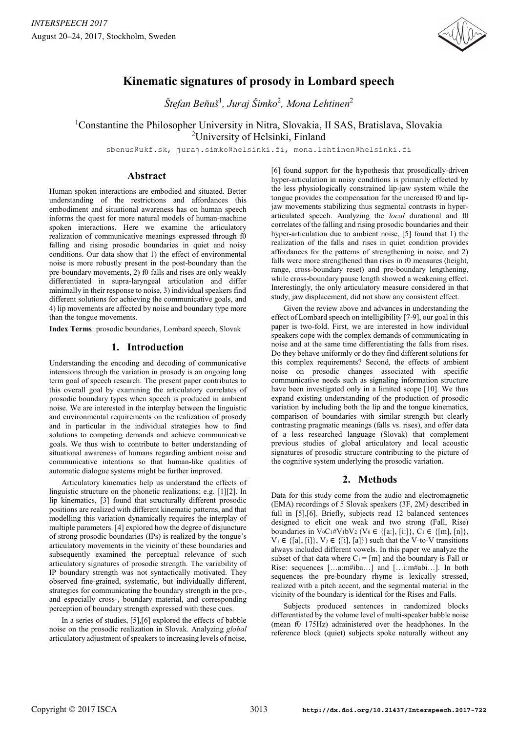# Kinematic signatures of prosody in Lombard speech

*Štefan Beňuš*[1], *Juraj Šimko*[2], *Mona Lehtinen*[2]

[1]Constantine the Philosopher University in Nitra, Slovakia, II SAS, Bratislava, Slovakia
[2]University of Helsinki, Finland

sbenus@ukf.sk, juraj.simko@helsinki.fi, mona.lehtinen@helsinki.fi

## Abstract

Human spoken interactions are embodied and situated. Better understanding of the restrictions and affordances this embodiment and situational awareness has on human speech informs the quest for more natural models of human-machine spoken interactions. Here we examine the articulatory realization of communicative meanings expressed through f0 falling and rising prosodic boundaries in quiet and noisy conditions. Our data show that 1) the effect of environmental noise is more robustly present in the post-boundary than the pre-boundary movements, 2) f0 falls and rises are only weakly differentiated in supra-laryngeal articulation and differ minimally in their response to noise, 3) individual speakers find different solutions for achieving the communicative goals, and 4) lip movements are affected by noise and boundary type more than the tongue movements.

**Index Terms**: prosodic boundaries, Lombard speech, Slovak

## 1. Introduction

Understanding the encoding and decoding of communicative intensions through the variation in prosody is an ongoing long term goal of speech research. The present paper contributes to this overall goal by examining the articulatory correlates of prosodic boundary types when speech is produced in ambient noise. We are interested in the interplay between the linguistic and environmental requirements on the realization of prosody and in particular in the individual strategies how to find solutions to competing demands and achieve communicative goals. We thus wish to contribute to better understanding of situational awareness of humans regarding ambient noise and communicative intentions so that human-like qualities of automatic dialogue systems might be further improved.

Articulatory kinematics help us understand the effects of linguistic structure on the phonetic realizations; e.g. [1][2]. In lip kinematics, [3] found that structurally different prosodic positions are realized with different kinematic patterns, and that modelling this variation dynamically requires the interplay of multiple parameters. [4] explored how the degree of disjuncture of strong prosodic boundaries (IPs) is realized by the tongue's articulatory movements in the vicinity of these boundaries and subsequently examined the perceptual relevance of such articulatory signatures of prosodic strength. The variability of IP boundary strength was not syntactically motivated. They observed fine-grained, systematic, but individually different, strategies for communicating the boundary strength in the pre-, and especially cross-, boundary material, and corresponding perception of boundary strength expressed with these cues.

In a series of studies, [5],[6] explored the effects of babble noise on the prosodic realization in Slovak. Analyzing *global* articulatory adjustment of speakers to increasing levels of noise, [6] found support for the hypothesis that prosodically-driven hyper-articulation in noisy conditions is primarily effected by the less physiologically constrained lip-jaw system while the tongue provides the compensation for the increased f0 and lip-jaw movements stabilizing thus segmental contrasts in hyper-articulated speech. Analyzing the *local* durational and f0 correlates of the falling and rising prosodic boundaries and their hyper-articulation due to ambient noise, [5] found that 1) the realization of the falls and rises in quiet condition provides affordances for the patterns of strengthening in noise, and 2) falls were more strengthened than rises in f0 measures (height, range, cross-boundary reset) and pre-boundary lengthening, while cross-boundary pause length showed a weakening effect. Interestingly, the only articulatory measure considered in that study, jaw displacement, did not show any consistent effect.

Given the review above and advances in understanding the effect of Lombard speech on intelligibility [7-9], our goal in this paper is two-fold. First, we are interested in how individual speakers cope with the complex demands of communicating in noise and at the same time differentiating the falls from rises. Do they behave uniformly or do they find different solutions for this complex requirements? Second, the effects of ambient noise on prosodic changes associated with specific communicative needs such as signaling information structure have been investigated only in a limited scope [10]. We thus expand existing understanding of the production of prosodic variation by including both the lip and the tongue kinematics, comparison of boundaries with similar strength but clearly contrasting pragmatic meanings (falls vs. rises), and offer data of a less researched language (Slovak) that complement previous studies of global articulatory and local acoustic signatures of prosodic structure contributing to the picture of the cognitive system underlying the prosodic variation.

## 2. Methods

Data for this study come from the audio and electromagnetic (EMA) recordings of 5 Slovak speakers (3F, 2M) described in full in [5],[6]. Briefly, subjects read 12 balanced sentences designed to elicit one weak and two strong (Fall, Rise) boundaries in $V_0C_1\#V_1bV_2$ ($V_0 \in$ {[a:], [i:]}, $C_1 \in$ {[m], [n]}, $V_1 \in$ {[a], [i]}, $V_2 \in$ {[i], [a]}) such that the V-to-V transitions always included different vowels. In this paper we analyze the subset of that data where $C_1$ = [m] and the boundary is Fall or Rise: sequences […a:m#iba…] and […i:m#abi…]. In both sequences the pre-boundary rhyme is lexically stressed, realized with a pitch accent, and the segmental material in the vicinity of the boundary is identical for the Rises and Falls.

Subjects produced sentences in randomized blocks differentiated by the volume level of multi-speaker babble noise (mean f0 175Hz) administered over the headphones. In the reference block (quiet) subjects spoke naturally without any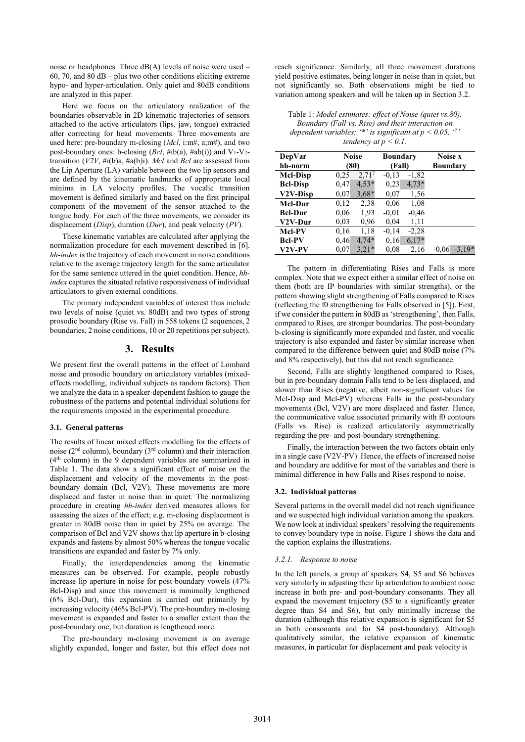noise or headphones. Three dB(A) levels of noise were used – 60, 70, and 80 dB – plus two other conditions eliciting extreme hypo- and hyper-articulation. Only quiet and 80dB conditions are analyzed in this paper.

Here we focus on the articulatory realization of the boundaries observable in 2D kinematic trajectories of sensors attached to the active articulators (lips, jaw, tongue) extracted after correcting for head movements. Three movements are used here: pre-boundary m-closing (*Mcl*, i:m#, a;m#), and two post-boundary ones: b-closing (*Bcl*, #ib(a), #ab(i)) and $V_1$-$V_2$-transition (*V2V*, #i(b)a, #a(b)i). *Mcl* and *Bcl* are assessed from the Lip Aperture (LA) variable between the two lip sensors and are defined by the kinematic landmarks of appropriate local minima in LA velocity profiles. The vocalic transition movement is defined similarly and based on the first principal component of the movement of the sensor attached to the tongue body. For each of the three movements, we consider its displacement (*Disp*), duration (*Dur*), and peak velocity (*PV*).

These kinematic variables are calculated after applying the normalization procedure for each movement described in [6]. *hh-index* is the trajectory of each movement in noise conditions relative to the average trajectory length for the same articulator for the same sentence uttered in the quiet condition. Hence, *hh-index* captures the situated relative responsiveness of individual articulators to given external conditions.

The primary independent variables of interest thus include two levels of noise (quiet vs. 80dB) and two types of strong prosodic boundary (Rise vs. Fall) in 558 tokens (2 sequences, 2 boundaries, 2 noise conditions, 10 or 20 repetitions per subject).

## 3. Results

We present first the overall patterns in the effect of Lombard noise and prosodic boundary on articulatory variables (mixed-effects modelling, individual subjects as random factors). Then we analyze the data in a speaker-dependent fashion to gauge the robustness of the patterns and potential individual solutions for the requirements imposed in the experimental procedure.

### 3.1. General patterns

The results of linear mixed effects modelling for the effects of noise (2[nd] column), boundary (3[rd] column) and their interaction (4[th] column) in the 9 dependent variables are summarized in Table 1. The data show a significant effect of noise on the displacement and velocity of the movements in the post-boundary domain (Bcl, V2V). These movements are more displaced and faster in noise than in quiet. The normalizing procedure in creating *hh-index* derived measures allows for assessing the sizes of the effect; e.g. m-closing displacement is greater in 80dB noise than in quiet by 25% on average. The comparison of Bcl and V2V shows that lip aperture in b-closing expands and fastens by almost 50% whereas the tongue vocalic transitions are expanded and faster by 7% only.

Finally, the interdependencies among the kinematic measures can be observed. For example, people robustly increase lip aperture in noise for post-boundary vowels (47% Bcl-Disp) and since this movement is minimally lengthened (6% Bcl-Dur), this expansion is carried out primarily by increasing velocity (46% Bcl-PV). The pre-boundary m-closing movement is expanded and faster to a smaller extent than the post-boundary one, but duration is lengthened more.

The pre-boundary m-closing movement is on average slightly expanded, longer and faster, but this effect does not reach significance. Similarly, all three movement durations yield positive estimates, being longer in noise than in quiet, but not significantly so. Both observations might be tied to variation among speakers and will be taken up in Section 3.2.

*Table 1: Model estimates: effect of Noise (quiet vs.80), Boundary (Fall vs. Rise) and their interaction on dependent variables; '\*' is significant at $p < 0.05$, '?' tendency at $p < 0.1$.*

| DepVar hh-norm | Noise (80) | | Boundary (Fall) | | Noise x Boundary | |
|---|---|---|---|---|---|---|
| **Mcl-Disp** | 0,25 | 2,71? | -0,13 | -1,82 | | |
| **Bcl-Disp** | 0,47 | 4,53* | 0,23 | 4,73* | | |
| **V2V-Disp** | 0,07 | 3,68* | 0,07 | 1,56 | | |
| **Mcl-Dur** | 0,12 | 2,38 | 0,06 | 1,08 | | |
| **Bcl-Dur** | 0,06 | 1,93 | -0,01 | -0,46 | | |
| **V2V-Dur** | 0,03 | 0,96 | 0,04 | 1,11 | | |
| **Mcl-PV** | 0,16 | 1,18 | -0,14 | -2,28 | | |
| **Bcl-PV** | 0,46 | 4,74* | 0,16 | 6,17* | | |
| **V2V-PV** | 0,07 | 3,21* | 0,08 | 2,16 | -0,06 | -3,19* |

The pattern in differentiating Rises and Falls is more complex. Note that we expect either a similar effect of noise on them (both are IP boundaries with similar strengths), or the pattern showing slight strengthening of Falls compared to Rises (reflecting the f0 strengthening for Falls observed in [5]). First, if we consider the pattern in 80dB as 'strengthening', then Falls, compared to Rises, are stronger boundaries. The post-boundary b-closing is significantly more expanded and faster, and vocalic trajectory is also expanded and faster by similar increase when compared to the difference between quiet and 80dB noise (7% and 8% respectively), but this did not reach significance.

Second, Falls are slightly lengthened compared to Rises, but in pre-boundary domain Falls tend to be less displaced, and slower than Rises (negative, albeit non-significant values for Mcl-Disp and Mcl-PV) whereas Falls in the post-boundary movements (Bcl, V2V) are more displaced and faster. Hence, the communicative value associated primarily with f0 contours (Falls vs. Rise) is realized articulatorily asymmetrically regarding the pre- and post-boundary strengthening.

Finally, the interaction between the two factors obtain only in a single case (V2V-PV). Hence, the effects of increased noise and boundary are additive for most of the variables and there is minimal difference in how Falls and Rises respond to noise.

### 3.2. Individual patterns

Several patterns in the overall model did not reach significance and we suspected high individual variation among the speakers. We now look at individual speakers' resolving the requirements to convey boundary type in noise. Figure 1 shows the data and the caption explains the illustrations.

#### *3.2.1. Response to noise*

In the left panels, a group of speakers S4, S5 and S6 behaves very similarly in adjusting their lip articulation to ambient noise increase in both pre- and post-boundary consonants. They all expand the movement trajectory (S5 to a significantly greater degree than S4 and S6), but only minimally increase the duration (although this relative expansion is significant for S5 in both consonants and for S4 post-boundary). Although qualitatively similar, the relative expansion of kinematic measures, in particular for displacement and peak velocity is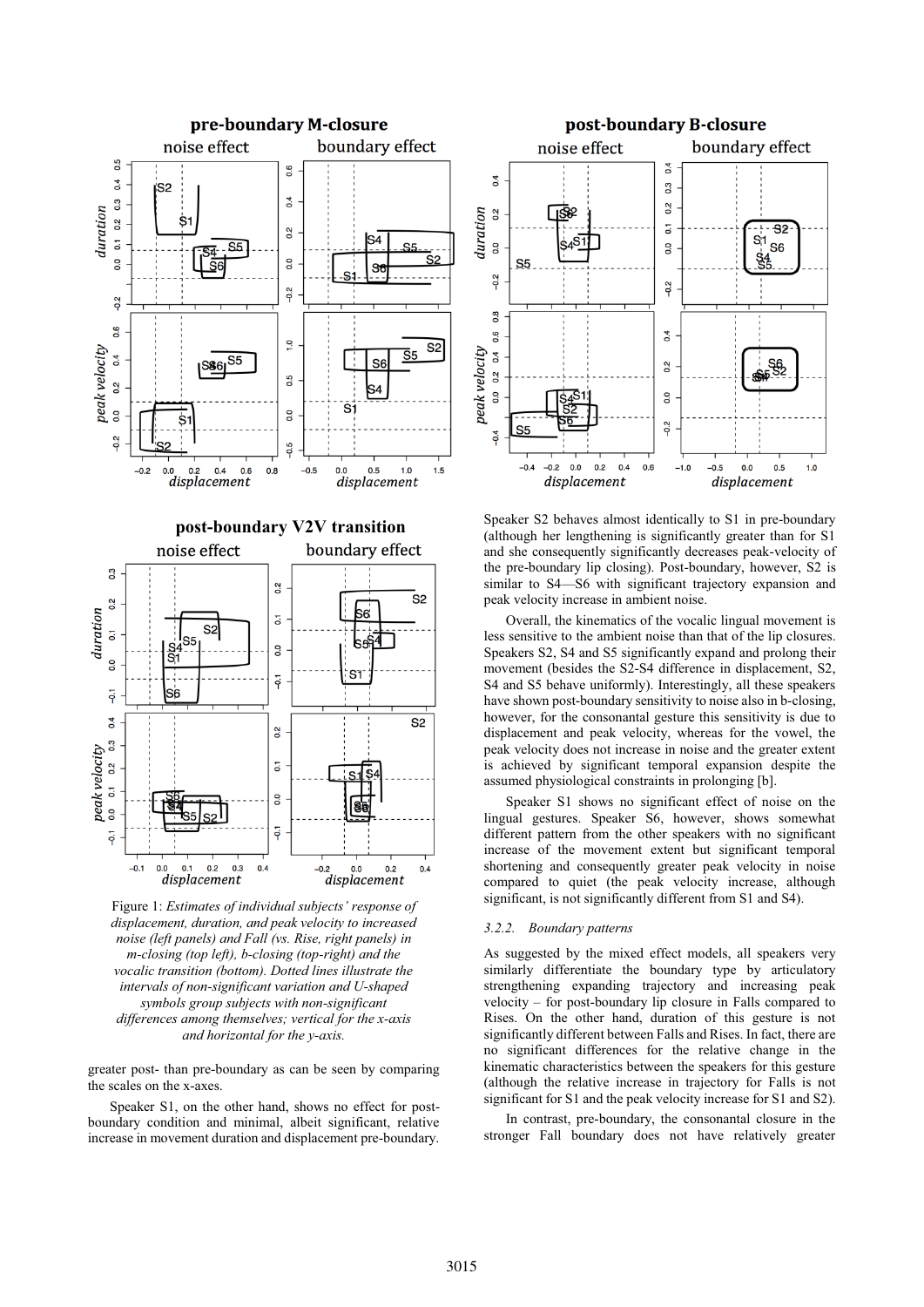Figure 1: *Estimates of individual subjects' response of displacement, duration, and peak velocity to increased noise (left panels) and Fall (vs. Rise, right panels) in m-closing (top left), b-closing (top-right) and the vocalic transition (bottom). Dotted lines illustrate the intervals of non-significant variation and U-shaped symbols group subjects with non-significant differences among themselves; vertical for the x-axis and horizontal for the y-axis.*

greater post- than pre-boundary as can be seen by comparing the scales on the x-axes.

Speaker S1, on the other hand, shows no effect for post-boundary condition and minimal, albeit significant, relative increase in movement duration and displacement pre-boundary.

Speaker S2 behaves almost identically to S1 in pre-boundary (although her lengthening is significantly greater than for S1 and she consequently significantly decreases peak-velocity of the pre-boundary lip closing). Post-boundary, however, S2 is similar to S4—S6 with significant trajectory expansion and peak velocity increase in ambient noise.

Overall, the kinematics of the vocalic lingual movement is less sensitive to the ambient noise than that of the lip closures. Speakers S2, S4 and S5 significantly expand and prolong their movement (besides the S2-S4 difference in displacement, S2, S4 and S5 behave uniformly). Interestingly, all these speakers have shown post-boundary sensitivity to noise also in b-closing, however, for the consonantal gesture this sensitivity is due to displacement and peak velocity, whereas for the vowel, the peak velocity does not increase in noise and the greater extent is achieved by significant temporal expansion despite the assumed physiological constraints in prolonging [b].

Speaker S1 shows no significant effect of noise on the lingual gestures. Speaker S6, however, shows somewhat different pattern from the other speakers with no significant increase of the movement extent but significant temporal shortening and consequently greater peak velocity in noise compared to quiet (the peak velocity increase, although significant, is not significantly different from S1 and S4).

### 3.2.2. Boundary patterns

As suggested by the mixed effect models, all speakers very similarly differentiate the boundary type by articulatory strengthening expanding trajectory and increasing peak velocity – for post-boundary lip closure in Falls compared to Rises. On the other hand, duration of this gesture is not significantly different between Falls and Rises. In fact, there are no significant differences for the relative change in the kinematic characteristics between the speakers for this gesture (although the relative increase in trajectory for Falls is not significant for S1 and the peak velocity increase for S1 and S2).

In contrast, pre-boundary, the consonantal closure in the stronger Fall boundary does not have relatively greater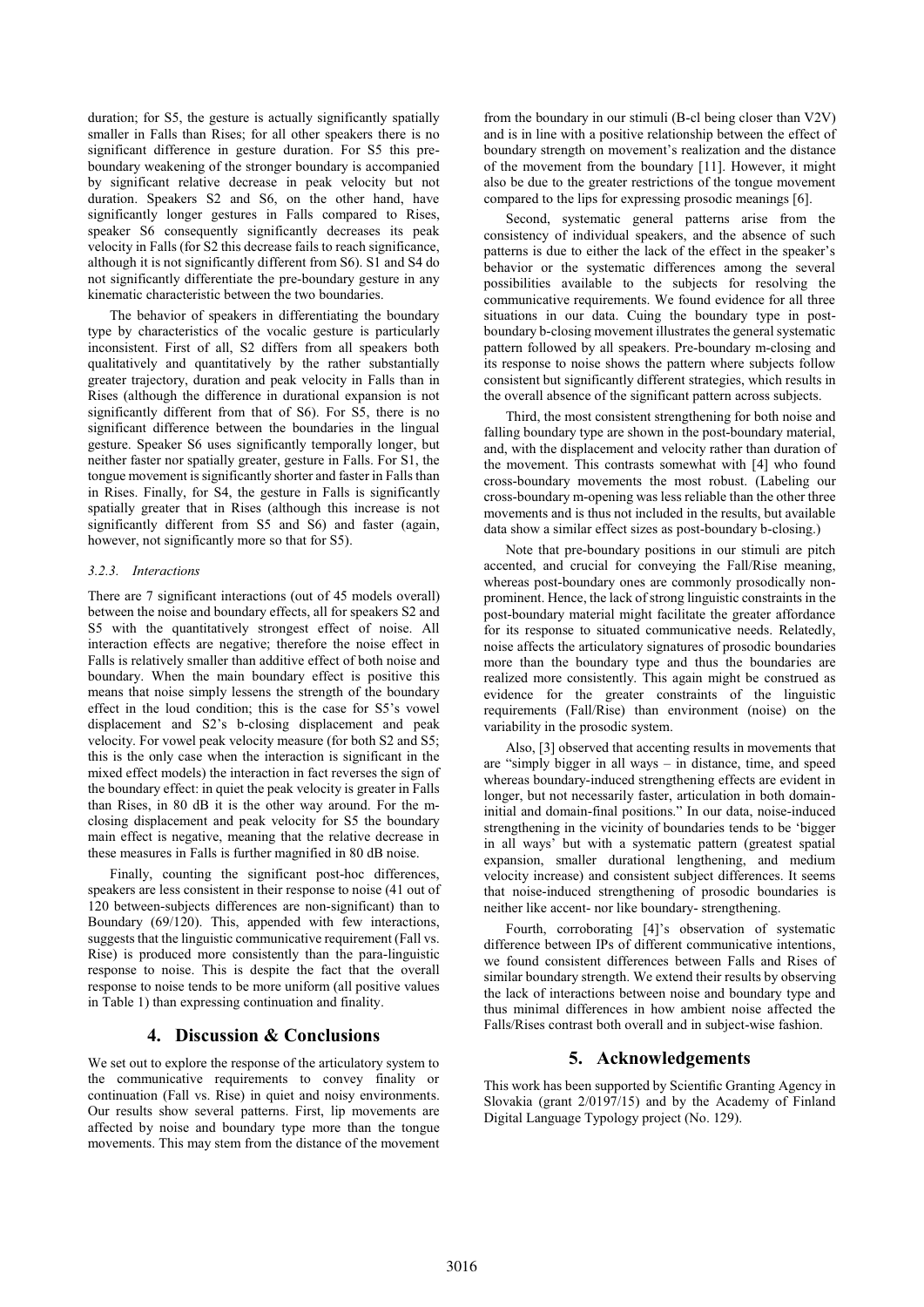duration; for S5, the gesture is actually significantly spatially smaller in Falls than Rises; for all other speakers there is no significant difference in gesture duration. For S5 this pre-boundary weakening of the stronger boundary is accompanied by significant relative decrease in peak velocity but not duration. Speakers S2 and S6, on the other hand, have significantly longer gestures in Falls compared to Rises, speaker S6 consequently significantly decreases its peak velocity in Falls (for S2 this decrease fails to reach significance, although it is not significantly different from S6). S1 and S4 do not significantly differentiate the pre-boundary gesture in any kinematic characteristic between the two boundaries.

The behavior of speakers in differentiating the boundary type by characteristics of the vocalic gesture is particularly inconsistent. First of all, S2 differs from all speakers both qualitatively and quantitatively by the rather substantially greater trajectory, duration and peak velocity in Falls than in Rises (although the difference in durational expansion is not significantly different from that of S6). For S5, there is no significant difference between the boundaries in the lingual gesture. Speaker S6 uses significantly temporally longer, but neither faster nor spatially greater, gesture in Falls. For S1, the tongue movement is significantly shorter and faster in Falls than in Rises. Finally, for S4, the gesture in Falls is significantly spatially greater that in Rises (although this increase is not significantly different from S5 and S6) and faster (again, however, not significantly more so that for S5).

#### 3.2.3. Interactions

There are 7 significant interactions (out of 45 models overall) between the noise and boundary effects, all for speakers S2 and S5 with the quantitatively strongest effect of noise. All interaction effects are negative; therefore the noise effect in Falls is relatively smaller than additive effect of both noise and boundary. When the main boundary effect is positive this means that noise simply lessens the strength of the boundary effect in the loud condition; this is the case for S5's vowel displacement and S2's b-closing displacement and peak velocity. For vowel peak velocity measure (for both S2 and S5; this is the only case when the interaction is significant in the mixed effect models) the interaction in fact reverses the sign of the boundary effect: in quiet the peak velocity is greater in Falls than Rises, in 80 dB it is the other way around. For the m-closing displacement and peak velocity for S5 the boundary main effect is negative, meaning that the relative decrease in these measures in Falls is further magnified in 80 dB noise.

Finally, counting the significant post-hoc differences, speakers are less consistent in their response to noise (41 out of 120 between-subjects differences are non-significant) than to Boundary (69/120). This, appended with few interactions, suggests that the linguistic communicative requirement (Fall vs. Rise) is produced more consistently than the para-linguistic response to noise. This is despite the fact that the overall response to noise tends to be more uniform (all positive values in Table 1) than expressing continuation and finality.

## 4. Discussion & Conclusions

We set out to explore the response of the articulatory system to the communicative requirements to convey finality or continuation (Fall vs. Rise) in quiet and noisy environments. Our results show several patterns. First, lip movements are affected by noise and boundary type more than the tongue movements. This may stem from the distance of the movement from the boundary in our stimuli (B-cl being closer than V2V) and is in line with a positive relationship between the effect of boundary strength on movement's realization and the distance of the movement from the boundary [11]. However, it might also be due to the greater restrictions of the tongue movement compared to the lips for expressing prosodic meanings [6].

Second, systematic general patterns arise from the consistency of individual speakers, and the absence of such patterns is due to either the lack of the effect in the speaker's behavior or the systematic differences among the several possibilities available to the subjects for resolving the communicative requirements. We found evidence for all three situations in our data. Cuing the boundary type in post-boundary b-closing movement illustrates the general systematic pattern followed by all speakers. Pre-boundary m-closing and its response to noise shows the pattern where subjects follow consistent but significantly different strategies, which results in the overall absence of the significant pattern across subjects.

Third, the most consistent strengthening for both noise and falling boundary type are shown in the post-boundary material, and, with the displacement and velocity rather than duration of the movement. This contrasts somewhat with [4] who found cross-boundary movements the most robust. (Labeling our cross-boundary m-opening was less reliable than the other three movements and is thus not included in the results, but available data show a similar effect sizes as post-boundary b-closing.)

Note that pre-boundary positions in our stimuli are pitch accented, and crucial for conveying the Fall/Rise meaning, whereas post-boundary ones are commonly prosodically non-prominent. Hence, the lack of strong linguistic constraints in the post-boundary material might facilitate the greater affordance for its response to situated communicative needs. Relatedly, noise affects the articulatory signatures of prosodic boundaries more than the boundary type and thus the boundaries are realized more consistently. This again might be construed as evidence for the greater constraints of the linguistic requirements (Fall/Rise) than environment (noise) on the variability in the prosodic system.

Also, [3] observed that accenting results in movements that are "simply bigger in all ways – in distance, time, and speed whereas boundary-induced strengthening effects are evident in longer, but not necessarily faster, articulation in both domain-initial and domain-final positions." In our data, noise-induced strengthening in the vicinity of boundaries tends to be 'bigger in all ways' but with a systematic pattern (greatest spatial expansion, smaller durational lengthening, and medium velocity increase) and consistent subject differences. It seems that noise-induced strengthening of prosodic boundaries is neither like accent- nor like boundary- strengthening.

Fourth, corroborating [4]'s observation of systematic difference between IPs of different communicative intentions, we found consistent differences between Falls and Rises of similar boundary strength. We extend their results by observing the lack of interactions between noise and boundary type and thus minimal differences in how ambient noise affected the Falls/Rises contrast both overall and in subject-wise fashion.

## 5. Acknowledgements

This work has been supported by Scientific Granting Agency in Slovakia (grant 2/0197/15) and by the Academy of Finland Digital Language Typology project (No. 129).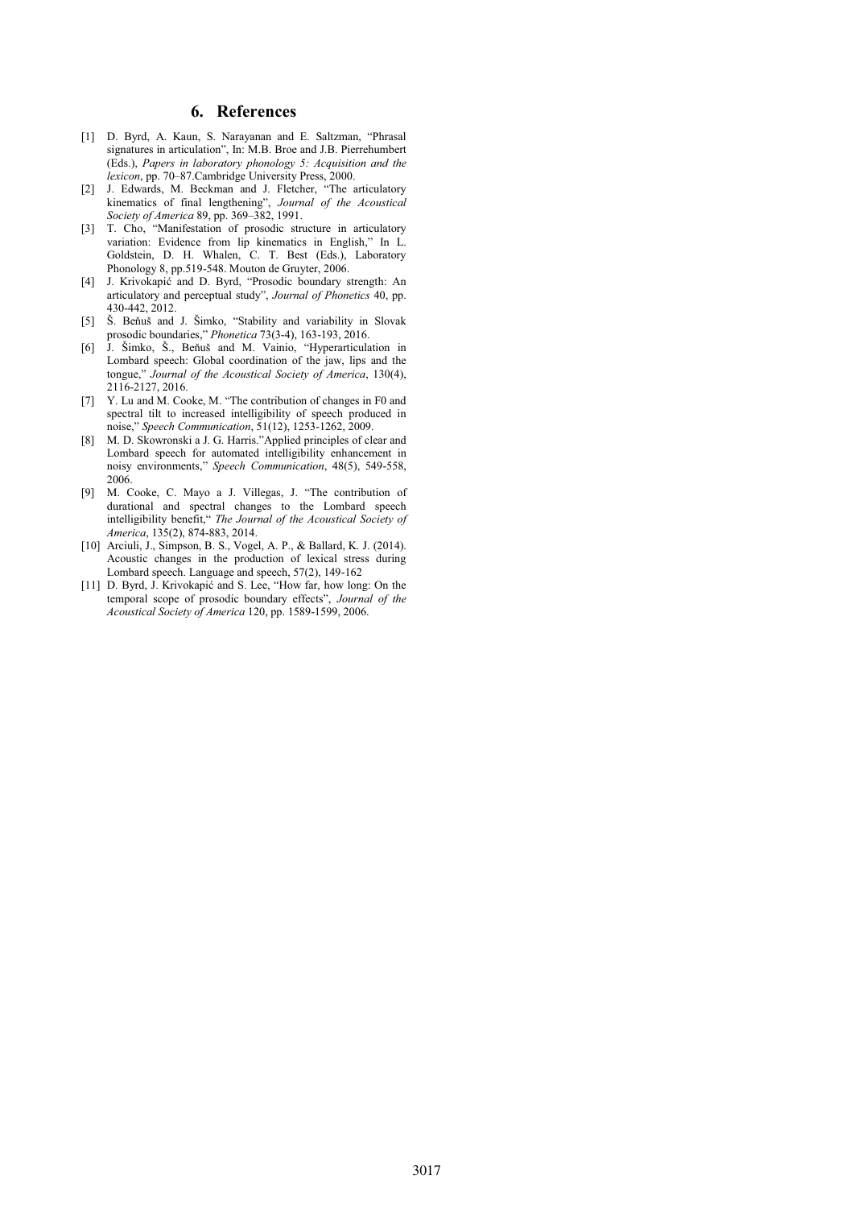## 6. References

[1] D. Byrd, A. Kaun, S. Narayanan and E. Saltzman, "Phrasal signatures in articulation", In: M.B. Broe and J.B. Pierrehumbert (Eds.), *Papers in laboratory phonology 5: Acquisition and the lexicon*, pp. 70–87.Cambridge University Press, 2000.

[2] J. Edwards, M. Beckman and J. Fletcher, "The articulatory kinematics of final lengthening", *Journal of the Acoustical Society of America* 89, pp. 369–382, 1991.

[3] T. Cho, "Manifestation of prosodic structure in articulatory variation: Evidence from lip kinematics in English," In L. Goldstein, D. H. Whalen, C. T. Best (Eds.), Laboratory Phonology 8, pp.519-548. Mouton de Gruyter, 2006.

[4] J. Krivokapić and D. Byrd, "Prosodic boundary strength: An articulatory and perceptual study", *Journal of Phonetics* 40, pp. 430-442, 2012.

[5] Š. Beňuš and J. Šimko, "Stability and variability in Slovak prosodic boundaries," *Phonetica* 73(3-4), 163-193, 2016.

[6] J. Šimko, Š., Beňuš and M. Vainio, "Hyperarticulation in Lombard speech: Global coordination of the jaw, lips and the tongue," *Journal of the Acoustical Society of America*, 130(4), 2116-2127, 2016.

[7] Y. Lu and M. Cooke, M. "The contribution of changes in F0 and spectral tilt to increased intelligibility of speech produced in noise," *Speech Communication*, 51(12), 1253-1262, 2009.

[8] M. D. Skowronski a J. G. Harris."Applied principles of clear and Lombard speech for automated intelligibility enhancement in noisy environments," *Speech Communication*, 48(5), 549-558, 2006.

[9] M. Cooke, C. Mayo a J. Villegas, J. "The contribution of durational and spectral changes to the Lombard speech intelligibility benefit," *The Journal of the Acoustical Society of America*, 135(2), 874-883, 2014.

[10] Arciuli, J., Simpson, B. S., Vogel, A. P., & Ballard, K. J. (2014). Acoustic changes in the production of lexical stress during Lombard speech. Language and speech, 57(2), 149-162

[11] D. Byrd, J. Krivokapić and S. Lee, "How far, how long: On the temporal scope of prosodic boundary effects", *Journal of the Acoustical Society of America* 120, pp. 1589-1599, 2006.